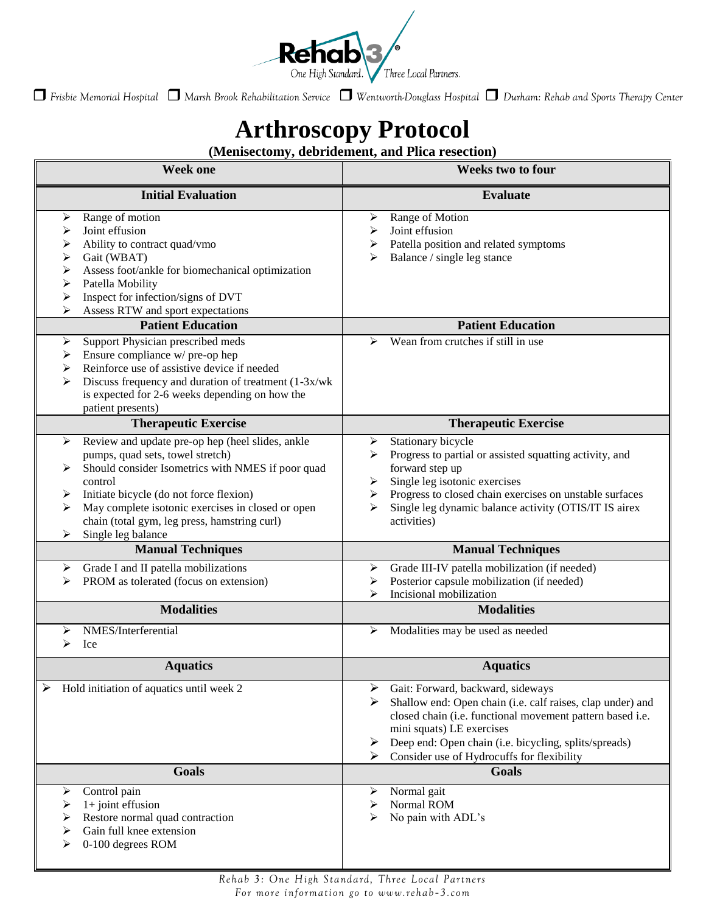Rehab 3 — One High Standard. Three Local Partners.

❒ Frisbie Memorial Hospital ❒ Marsh Brook Rehabilitation Service ❒ Wentworth-Douglass Hospital ❒ Durham: Rehab and Sports Therapy Center

# Arthroscopy Protocol

**(Menisectomy, debridement, and Plica resection)**

| Week one | Weeks two to four |
|---|---|
| **Initial Evaluation** | **Evaluate** |
| ➢ Range of motion<br>➢ Joint effusion<br>➢ Ability to contract quad/vmo<br>➢ Gait (WBAT)<br>➢ Assess foot/ankle for biomechanical optimization<br>➢ Patella Mobility<br>➢ Inspect for infection/signs of DVT<br>➢ Assess RTW and sport expectations | ➢ Range of Motion<br>➢ Joint effusion<br>➢ Patella position and related symptoms<br>➢ Balance / single leg stance |
| **Patient Education** | **Patient Education** |
| ➢ Support Physician prescribed meds<br>➢ Ensure compliance w/ pre-op hep<br>➢ Reinforce use of assistive device if needed<br>➢ Discuss frequency and duration of treatment (1-3x/wk is expected for 2-6 weeks depending on how the patient presents) | ➢ Wean from crutches if still in use |
| **Therapeutic Exercise** | **Therapeutic Exercise** |
| ➢ Review and update pre-op hep (heel slides, ankle pumps, quad sets, towel stretch)<br>➢ Should consider Isometrics with NMES if poor quad control<br>➢ Initiate bicycle (do not force flexion)<br>➢ May complete isotonic exercises in closed or open chain (total gym, leg press, hamstring curl)<br>➢ Single leg balance | ➢ Stationary bicycle<br>➢ Progress to partial or assisted squatting activity, and forward step up<br>➢ Single leg isotonic exercises<br>➢ Progress to closed chain exercises on unstable surfaces<br>➢ Single leg dynamic balance activity (OTIS/IT IS airex activities) |
| **Manual Techniques** | **Manual Techniques** |
| ➢ Grade I and II patella mobilizations<br>➢ PROM as tolerated (focus on extension) | ➢ Grade III-IV patella mobilization (if needed)<br>➢ Posterior capsule mobilization (if needed)<br>➢ Incisional mobilization |
| **Modalities** | **Modalities** |
| ➢ NMES/Interferential<br>➢ Ice | ➢ Modalities may be used as needed |
| **Aquatics** | **Aquatics** |
| ➢ Hold initiation of aquatics until week 2 | ➢ Gait: Forward, backward, sideways<br>➢ Shallow end: Open chain (i.e. calf raises, clap under) and closed chain (i.e. functional movement pattern based i.e. mini squats) LE exercises<br>➢ Deep end: Open chain (i.e. bicycling, splits/spreads)<br>➢ Consider use of Hydrocuffs for flexibility |
| **Goals** | **Goals** |
| ➢ Control pain<br>➢ 1+ joint effusion<br>➢ Restore normal quad contraction<br>➢ Gain full knee extension<br>➢ 0-100 degrees ROM | ➢ Normal gait<br>➢ Normal ROM<br>➢ No pain with ADL's |

*Rehab 3: One High Standard, Three Local Partners*
*For more information go to www.rehab-3.com*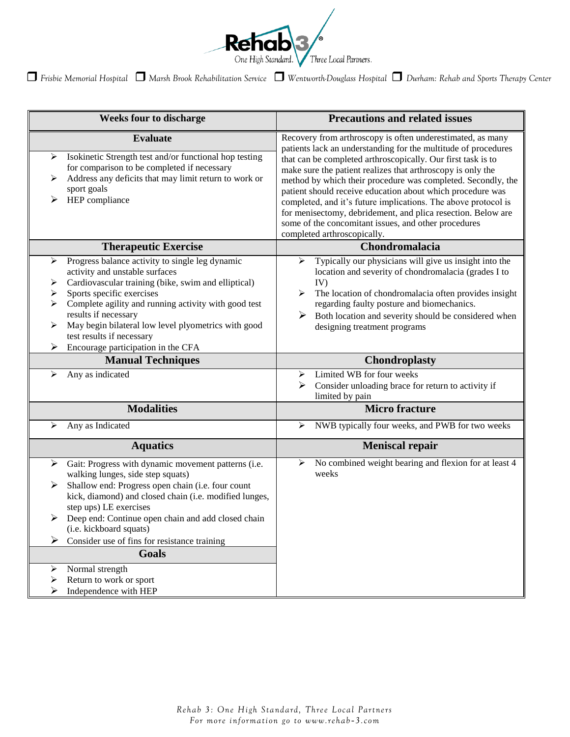Frisbie Memorial Hospital ❒ Marsh Brook Rehabilitation Service ❒ Wentworth-Douglass Hospital ❒ Durham: Rehab and Sports Therapy Center

| Weeks four to discharge | Precautions and related issues |
|---|---|
| **Evaluate**<br>➢ Isokinetic Strength test and/or functional hop testing for comparison to be completed if necessary<br>➢ Address any deficits that may limit return to work or sport goals<br>➢ HEP compliance | Recovery from arthroscopy is often underestimated, as many patients lack an understanding for the multitude of procedures that can be completed arthroscopically. Our first task is to make sure the patient realizes that arthroscopy is only the method by which their procedure was completed. Secondly, the patient should receive education about which procedure was completed, and it's future implications. The above protocol is for menisectomy, debridement, and plica resection. Below are some of the concomitant issues, and other procedures completed arthroscopically. |
| **Therapeutic Exercise**<br>➢ Progress balance activity to single leg dynamic activity and unstable surfaces<br>➢ Cardiovascular training (bike, swim and elliptical)<br>➢ Sports specific exercises<br>➢ Complete agility and running activity with good test results if necessary<br>➢ May begin bilateral low level plyometrics with good test results if necessary<br>➢ Encourage participation in the CFA | **Chondromalacia**<br>➢ Typically our physicians will give us insight into the location and severity of chondromalacia (grades I to IV)<br>➢ The location of chondromalacia often provides insight regarding faulty posture and biomechanics.<br>➢ Both location and severity should be considered when designing treatment programs |
| **Manual Techniques**<br>➢ Any as indicated | **Chondroplasty**<br>➢ Limited WB for four weeks<br>➢ Consider unloading brace for return to activity if limited by pain |
| **Modalities**<br>➢ Any as Indicated | **Micro fracture**<br>➢ NWB typically four weeks, and PWB for two weeks |
| **Aquatics**<br>➢ Gait: Progress with dynamic movement patterns (i.e. walking lunges, side step squats)<br>➢ Shallow end: Progress open chain (i.e. four count kick, diamond) and closed chain (i.e. modified lunges, step ups) LE exercises<br>➢ Deep end: Continue open chain and add closed chain (i.e. kickboard squats)<br>➢ Consider use of fins for resistance training | **Meniscal repair**<br>➢ No combined weight bearing and flexion for at least 4 weeks |
| **Goals**<br>➢ Normal strength<br>➢ Return to work or sport<br>➢ Independence with HEP | |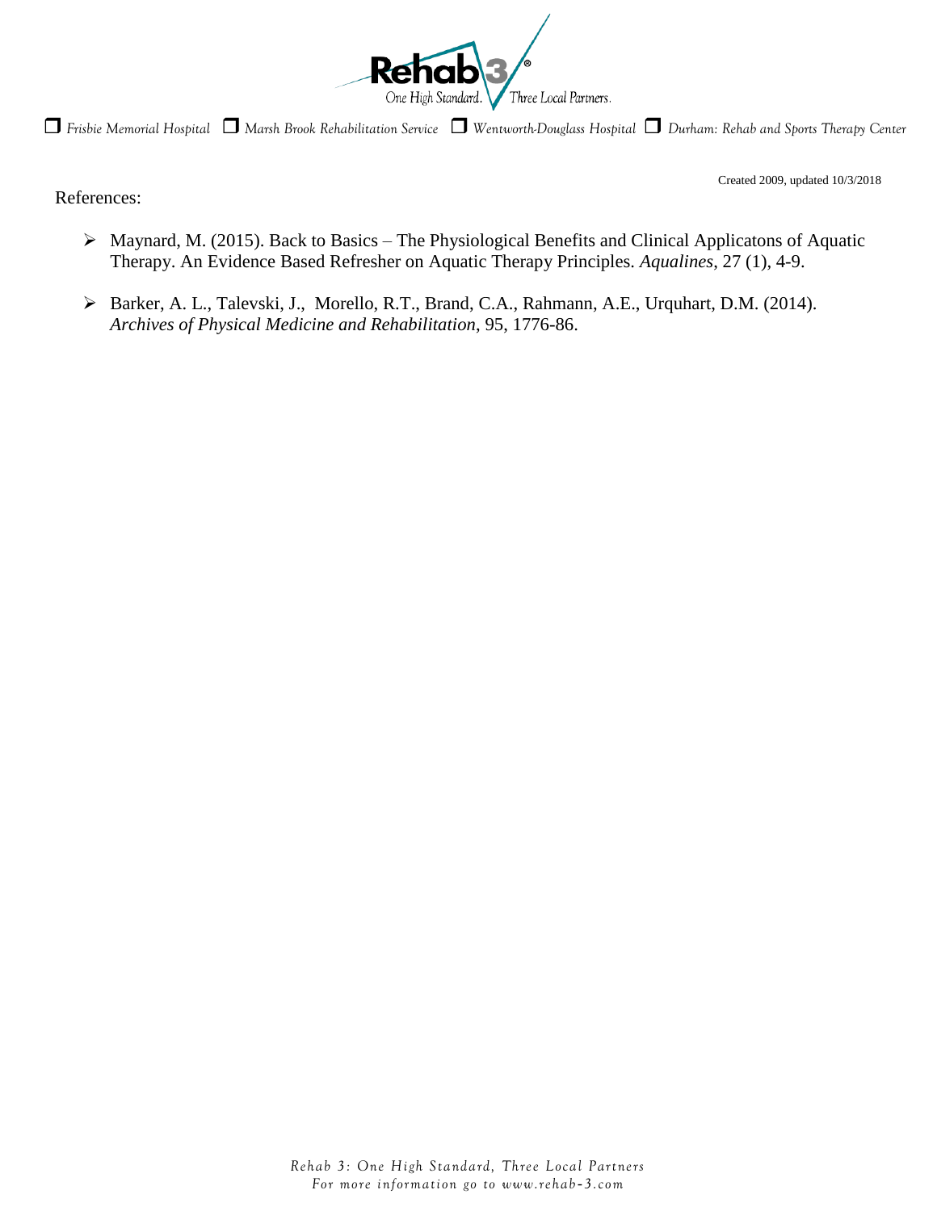Created 2009, updated 10/3/2018

References:

- Maynard, M. (2015). Back to Basics – The Physiological Benefits and Clinical Applicatons of Aquatic Therapy. An Evidence Based Refresher on Aquatic Therapy Principles. *Aqualines*, 27 (1), 4-9.

- Barker, A. L., Talevski, J., Morello, R.T., Brand, C.A., Rahmann, A.E., Urquhart, D.M. (2014). *Archives of Physical Medicine and Rehabilitation*, 95, 1776-86.